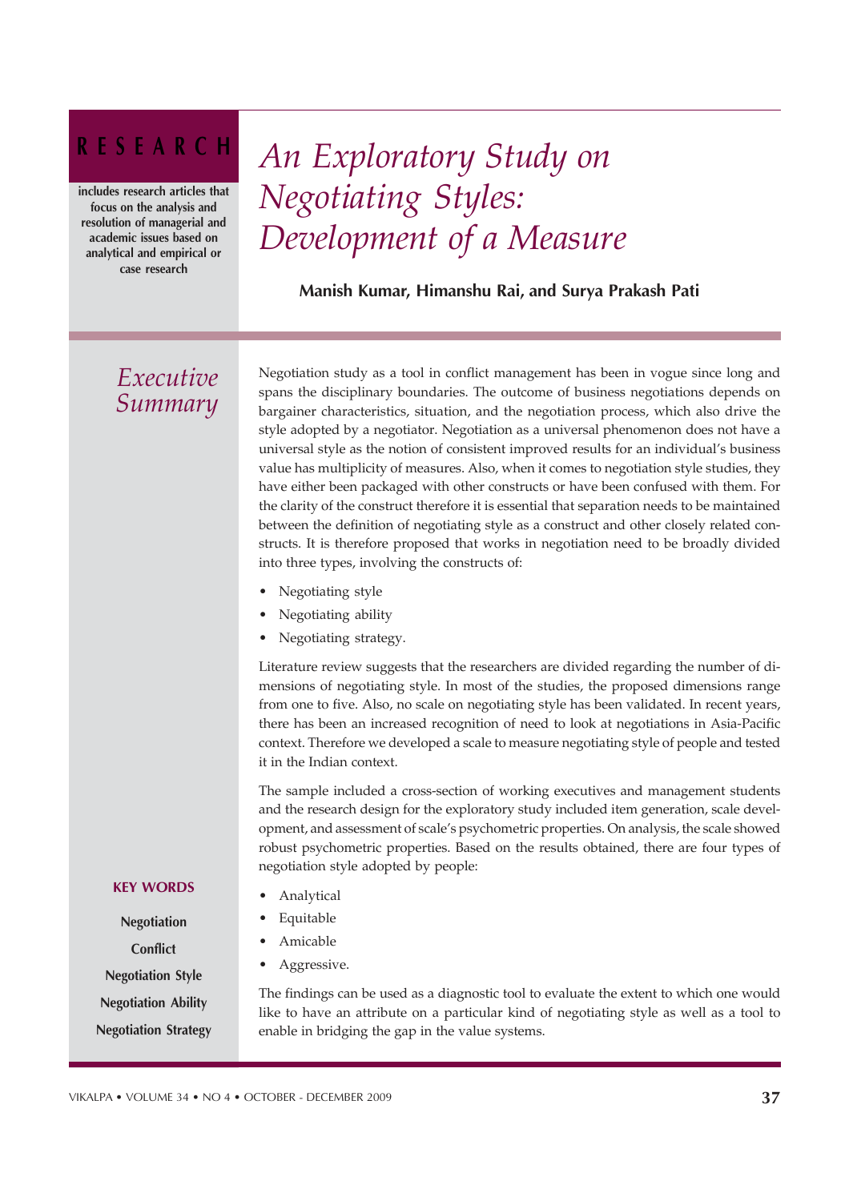RESEARCH

includes research articles that focus on the analysis and resolution of managerial and academic issues based on analytical and empirical or case research

# An Exploratory Study on Negotiating Styles: Development of a Measure

**Manish Kumar, Himanshu Rai, and Surya Prakash Pati**

## Executive Summary

Negotiation study as a tool in conflict management has been in vogue since long and spans the disciplinary boundaries. The outcome of business negotiations depends on bargainer characteristics, situation, and the negotiation process, which also drive the style adopted by a negotiator. Negotiation as a universal phenomenon does not have a universal style as the notion of consistent improved results for an individual's business value has multiplicity of measures. Also, when it comes to negotiation style studies, they have either been packaged with other constructs or have been confused with them. For the clarity of the construct therefore it is essential that separation needs to be maintained between the definition of negotiating style as a construct and other closely related constructs. It is therefore proposed that works in negotiation need to be broadly divided into three types, involving the constructs of:

- Negotiating style
- Negotiating ability
- Negotiating strategy.

Literature review suggests that the researchers are divided regarding the number of dimensions of negotiating style. In most of the studies, the proposed dimensions range from one to five. Also, no scale on negotiating style has been validated. In recent years, there has been an increased recognition of need to look at negotiations in Asia-Pacific context. Therefore we developed a scale to measure negotiating style of people and tested it in the Indian context.

The sample included a cross-section of working executives and management students and the research design for the exploratory study included item generation, scale development, and assessment of scale's psychometric properties. On analysis, the scale showed robust psychometric properties. Based on the results obtained, there are four types of negotiation style adopted by people:

- Analytical
- Equitable
- Amicable
- Aggressive.

The findings can be used as a diagnostic tool to evaluate the extent to which one would like to have an attribute on a particular kind of negotiating style as well as a tool to enable in bridging the gap in the value systems.

**KEY WORDS**

Negotiation

Conflict

Negotiation Style

Negotiation Ability

Negotiation Strategy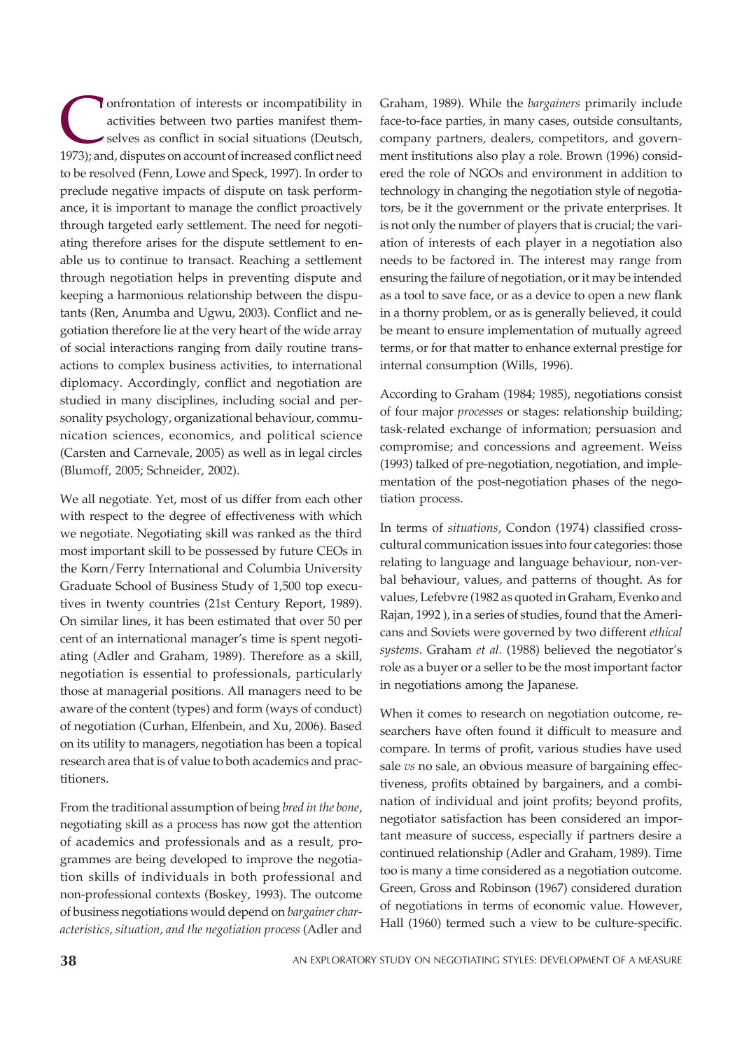Confrontation of interests or incompatibility in activities between two parties manifest themselves as conflict in social situations (Deutsch, 1973); and, disputes on account of increased conflict need to be resolved (Fenn, Lowe and Speck, 1997). In order to preclude negative impacts of dispute on task performance, it is important to manage the conflict proactively through targeted early settlement. The need for negotiating therefore arises for the dispute settlement to enable us to continue to transact. Reaching a settlement through negotiation helps in preventing dispute and keeping a harmonious relationship between the disputants (Ren, Anumba and Ugwu, 2003). Conflict and negotiation therefore lie at the very heart of the wide array of social interactions ranging from daily routine transactions to complex business activities, to international diplomacy. Accordingly, conflict and negotiation are studied in many disciplines, including social and personality psychology, organizational behaviour, communication sciences, economics, and political science (Carsten and Carnevale, 2005) as well as in legal circles (Blumoff, 2005; Schneider, 2002).

We all negotiate. Yet, most of us differ from each other with respect to the degree of effectiveness with which we negotiate. Negotiating skill was ranked as the third most important skill to be possessed by future CEOs in the Korn/Ferry International and Columbia University Graduate School of Business Study of 1,500 top executives in twenty countries (21st Century Report, 1989). On similar lines, it has been estimated that over 50 per cent of an international manager's time is spent negotiating (Adler and Graham, 1989). Therefore as a skill, negotiation is essential to professionals, particularly those at managerial positions. All managers need to be aware of the content (types) and form (ways of conduct) of negotiation (Curhan, Elfenbein, and Xu, 2006). Based on its utility to managers, negotiation has been a topical research area that is of value to both academics and practitioners.

From the traditional assumption of being *bred in the bone*, negotiating skill as a process has now got the attention of academics and professionals and as a result, programmes are being developed to improve the negotiation skills of individuals in both professional and non-professional contexts (Boskey, 1993). The outcome of business negotiations would depend on *bargainer characteristics, situation, and the negotiation process* (Adler and Graham, 1989). While the *bargainers* primarily include face-to-face parties, in many cases, outside consultants, company partners, dealers, competitors, and government institutions also play a role. Brown (1996) considered the role of NGOs and environment in addition to technology in changing the negotiation style of negotiators, be it the government or the private enterprises. It is not only the number of players that is crucial; the variation of interests of each player in a negotiation also needs to be factored in. The interest may range from ensuring the failure of negotiation, or it may be intended as a tool to save face, or as a device to open a new flank in a thorny problem, or as is generally believed, it could be meant to ensure implementation of mutually agreed terms, or for that matter to enhance external prestige for internal consumption (Wills, 1996).

According to Graham (1984; 1985), negotiations consist of four major *processes* or stages: relationship building; task-related exchange of information; persuasion and compromise; and concessions and agreement. Weiss (1993) talked of pre-negotiation, negotiation, and implementation of the post-negotiation phases of the negotiation process.

In terms of *situations*, Condon (1974) classified cross-cultural communication issues into four categories: those relating to language and language behaviour, non-verbal behaviour, values, and patterns of thought. As for values, Lefebvre (1982 as quoted in Graham, Evenko and Rajan, 1992 ), in a series of studies, found that the Americans and Soviets were governed by two different *ethical systems*. Graham *et al.* (1988) believed the negotiator's role as a buyer or a seller to be the most important factor in negotiations among the Japanese.

When it comes to research on negotiation outcome, researchers have often found it difficult to measure and compare. In terms of profit, various studies have used sale *vs* no sale, an obvious measure of bargaining effectiveness, profits obtained by bargainers, and a combination of individual and joint profits; beyond profits, negotiator satisfaction has been considered an important measure of success, especially if partners desire a continued relationship (Adler and Graham, 1989). Time too is many a time considered as a negotiation outcome. Green, Gross and Robinson (1967) considered duration of negotiations in terms of economic value. However, Hall (1960) termed such a view to be culture-specific.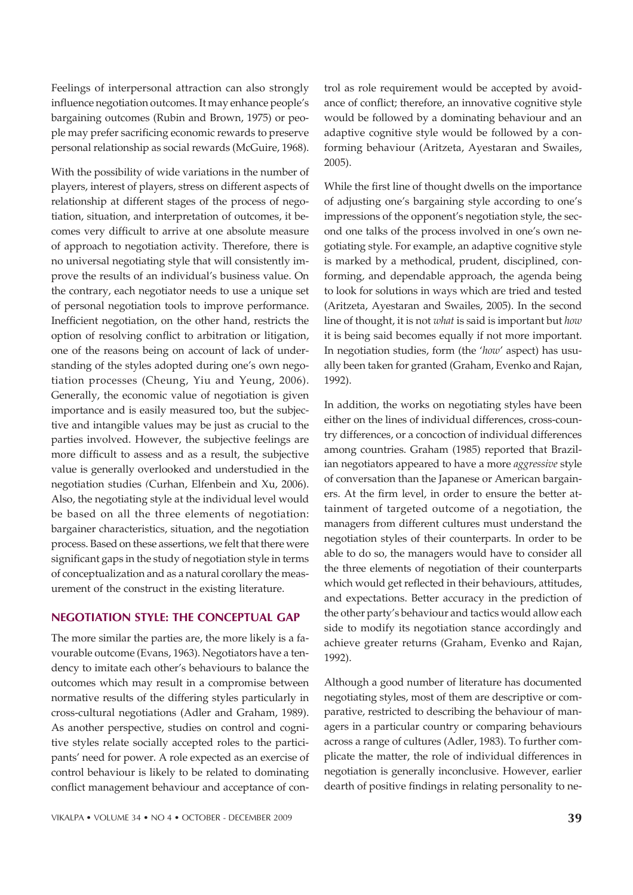Feelings of interpersonal attraction can also strongly influence negotiation outcomes. It may enhance people's bargaining outcomes (Rubin and Brown, 1975) or people may prefer sacrificing economic rewards to preserve personal relationship as social rewards (McGuire, 1968).

With the possibility of wide variations in the number of players, interest of players, stress on different aspects of relationship at different stages of the process of negotiation, situation, and interpretation of outcomes, it becomes very difficult to arrive at one absolute measure of approach to negotiation activity. Therefore, there is no universal negotiating style that will consistently improve the results of an individual's business value. On the contrary, each negotiator needs to use a unique set of personal negotiation tools to improve performance. Inefficient negotiation, on the other hand, restricts the option of resolving conflict to arbitration or litigation, one of the reasons being on account of lack of understanding of the styles adopted during one's own negotiation processes (Cheung, Yiu and Yeung, 2006). Generally, the economic value of negotiation is given importance and is easily measured too, but the subjective and intangible values may be just as crucial to the parties involved. However, the subjective feelings are more difficult to assess and as a result, the subjective value is generally overlooked and understudied in the negotiation studies (Curhan, Elfenbein and Xu, 2006). Also, the negotiating style at the individual level would be based on all the three elements of negotiation: bargainer characteristics, situation, and the negotiation process. Based on these assertions, we felt that there were significant gaps in the study of negotiation style in terms of conceptualization and as a natural corollary the measurement of the construct in the existing literature.

## NEGOTIATION STYLE: THE CONCEPTUAL GAP

The more similar the parties are, the more likely is a favourable outcome (Evans, 1963). Negotiators have a tendency to imitate each other's behaviours to balance the outcomes which may result in a compromise between normative results of the differing styles particularly in cross-cultural negotiations (Adler and Graham, 1989). As another perspective, studies on control and cognitive styles relate socially accepted roles to the participants' need for power. A role expected as an exercise of control behaviour is likely to be related to dominating conflict management behaviour and acceptance of control as role requirement would be accepted by avoidance of conflict; therefore, an innovative cognitive style would be followed by a dominating behaviour and an adaptive cognitive style would be followed by a conforming behaviour (Aritzeta, Ayestaran and Swailes, 2005).

While the first line of thought dwells on the importance of adjusting one's bargaining style according to one's impressions of the opponent's negotiation style, the second one talks of the process involved in one's own negotiating style. For example, an adaptive cognitive style is marked by a methodical, prudent, disciplined, conforming, and dependable approach, the agenda being to look for solutions in ways which are tried and tested (Aritzeta, Ayestaran and Swailes, 2005). In the second line of thought, it is not *what* is said is important but *how* it is being said becomes equally if not more important. In negotiation studies, form (the '*how*' aspect) has usually been taken for granted (Graham, Evenko and Rajan, 1992).

In addition, the works on negotiating styles have been either on the lines of individual differences, cross-country differences, or a concoction of individual differences among countries. Graham (1985) reported that Brazilian negotiators appeared to have a more *aggressive* style of conversation than the Japanese or American bargainers. At the firm level, in order to ensure the better attainment of targeted outcome of a negotiation, the managers from different cultures must understand the negotiation styles of their counterparts. In order to be able to do so, the managers would have to consider all the three elements of negotiation of their counterparts which would get reflected in their behaviours, attitudes, and expectations. Better accuracy in the prediction of the other party's behaviour and tactics would allow each side to modify its negotiation stance accordingly and achieve greater returns (Graham, Evenko and Rajan, 1992).

Although a good number of literature has documented negotiating styles, most of them are descriptive or comparative, restricted to describing the behaviour of managers in a particular country or comparing behaviours across a range of cultures (Adler, 1983). To further complicate the matter, the role of individual differences in negotiation is generally inconclusive. However, earlier dearth of positive findings in relating personality to ne-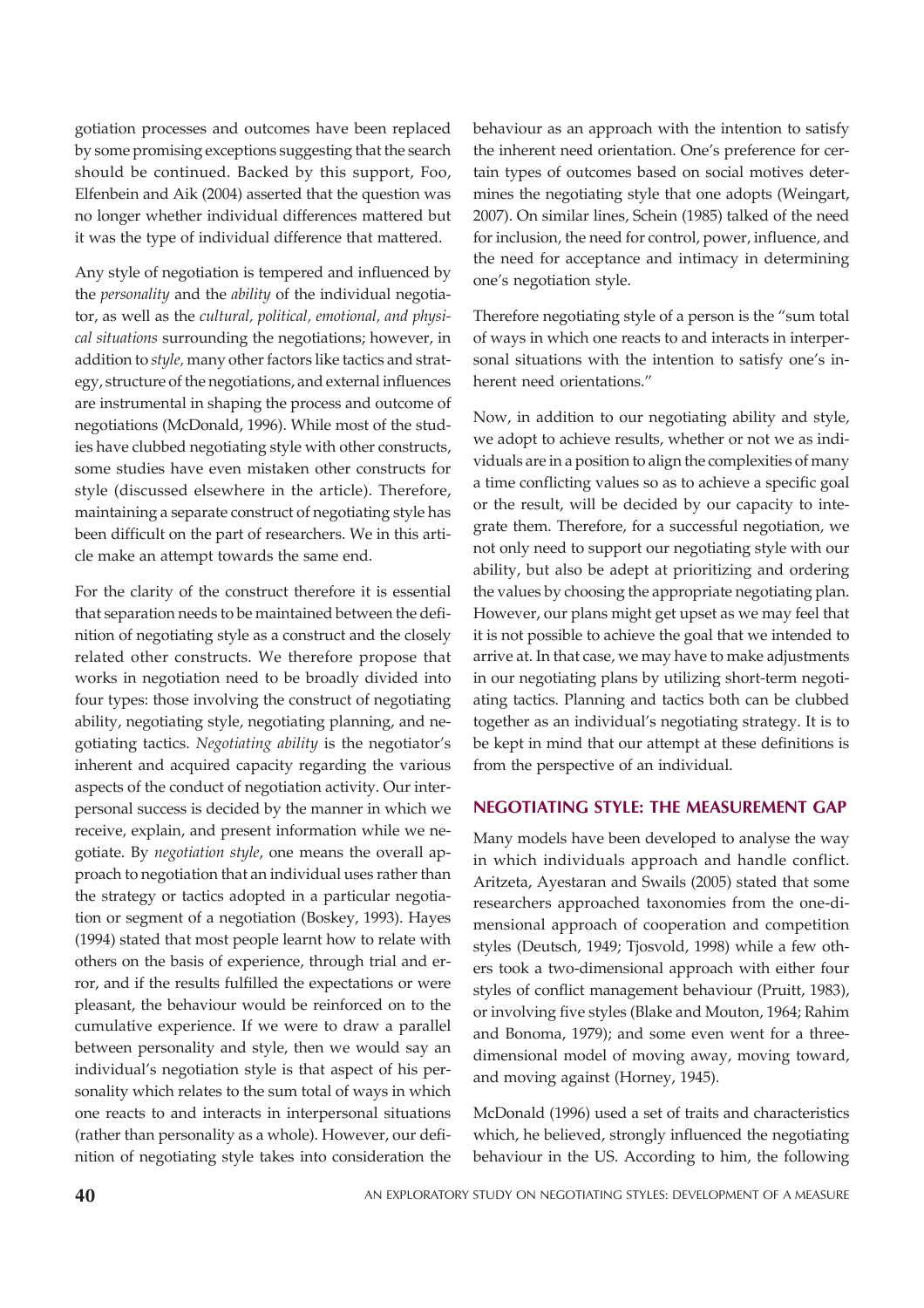gotiation processes and outcomes have been replaced by some promising exceptions suggesting that the search should be continued. Backed by this support, Foo, Elfenbein and Aik (2004) asserted that the question was no longer whether individual differences mattered but it was the type of individual difference that mattered.

Any style of negotiation is tempered and influenced by the *personality* and the *ability* of the individual negotiator, as well as the *cultural, political, emotional, and physical situations* surrounding the negotiations; however, in addition to *style,* many other factors like tactics and strategy, structure of the negotiations, and external influences are instrumental in shaping the process and outcome of negotiations (McDonald, 1996). While most of the studies have clubbed negotiating style with other constructs, some studies have even mistaken other constructs for style (discussed elsewhere in the article). Therefore, maintaining a separate construct of negotiating style has been difficult on the part of researchers. We in this article make an attempt towards the same end.

For the clarity of the construct therefore it is essential that separation needs to be maintained between the definition of negotiating style as a construct and the closely related other constructs. We therefore propose that works in negotiation need to be broadly divided into four types: those involving the construct of negotiating ability, negotiating style, negotiating planning, and negotiating tactics. *Negotiating ability* is the negotiator's inherent and acquired capacity regarding the various aspects of the conduct of negotiation activity. Our interpersonal success is decided by the manner in which we receive, explain, and present information while we negotiate. By *negotiation style*, one means the overall approach to negotiation that an individual uses rather than the strategy or tactics adopted in a particular negotiation or segment of a negotiation (Boskey, 1993). Hayes (1994) stated that most people learnt how to relate with others on the basis of experience, through trial and error, and if the results fulfilled the expectations or were pleasant, the behaviour would be reinforced on to the cumulative experience. If we were to draw a parallel between personality and style, then we would say an individual's negotiation style is that aspect of his personality which relates to the sum total of ways in which one reacts to and interacts in interpersonal situations (rather than personality as a whole). However, our definition of negotiating style takes into consideration the behaviour as an approach with the intention to satisfy the inherent need orientation. One's preference for certain types of outcomes based on social motives determines the negotiating style that one adopts (Weingart, 2007). On similar lines, Schein (1985) talked of the need for inclusion, the need for control, power, influence, and the need for acceptance and intimacy in determining one's negotiation style.

Therefore negotiating style of a person is the "sum total of ways in which one reacts to and interacts in interpersonal situations with the intention to satisfy one's inherent need orientations."

Now, in addition to our negotiating ability and style, we adopt to achieve results, whether or not we as individuals are in a position to align the complexities of many a time conflicting values so as to achieve a specific goal or the result, will be decided by our capacity to integrate them. Therefore, for a successful negotiation, we not only need to support our negotiating style with our ability, but also be adept at prioritizing and ordering the values by choosing the appropriate negotiating plan. However, our plans might get upset as we may feel that it is not possible to achieve the goal that we intended to arrive at. In that case, we may have to make adjustments in our negotiating plans by utilizing short-term negotiating tactics. Planning and tactics both can be clubbed together as an individual's negotiating strategy. It is to be kept in mind that our attempt at these definitions is from the perspective of an individual.

## NEGOTIATING STYLE: THE MEASUREMENT GAP

Many models have been developed to analyse the way in which individuals approach and handle conflict. Aritzeta, Ayestaran and Swails (2005) stated that some researchers approached taxonomies from the one-dimensional approach of cooperation and competition styles (Deutsch, 1949; Tjosvold, 1998) while a few others took a two-dimensional approach with either four styles of conflict management behaviour (Pruitt, 1983), or involving five styles (Blake and Mouton, 1964; Rahim and Bonoma, 1979); and some even went for a three-dimensional model of moving away, moving toward, and moving against (Horney, 1945).

McDonald (1996) used a set of traits and characteristics which, he believed, strongly influenced the negotiating behaviour in the US. According to him, the following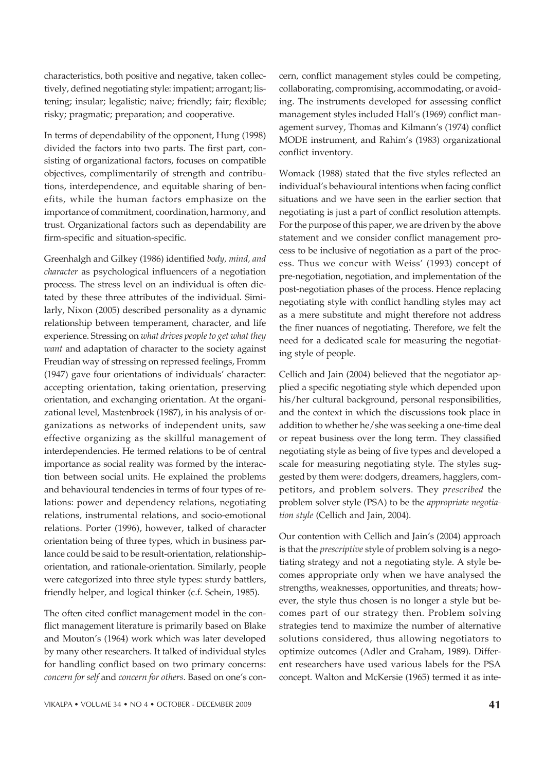characteristics, both positive and negative, taken collectively, defined negotiating style: impatient; arrogant; listening; insular; legalistic; naive; friendly; fair; flexible; risky; pragmatic; preparation; and cooperative.

In terms of dependability of the opponent, Hung (1998) divided the factors into two parts. The first part, consisting of organizational factors, focuses on compatible objectives, complimentarily of strength and contributions, interdependence, and equitable sharing of benefits, while the human factors emphasize on the importance of commitment, coordination, harmony, and trust. Organizational factors such as dependability are firm-specific and situation-specific.

Greenhalgh and Gilkey (1986) identified *body, mind, and character* as psychological influencers of a negotiation process. The stress level on an individual is often dictated by these three attributes of the individual. Similarly, Nixon (2005) described personality as a dynamic relationship between temperament, character, and life experience. Stressing on *what drives people to get what they want* and adaptation of character to the society against Freudian way of stressing on repressed feelings, Fromm (1947) gave four orientations of individuals' character: accepting orientation, taking orientation, preserving orientation, and exchanging orientation. At the organizational level, Mastenbroek (1987), in his analysis of organizations as networks of independent units, saw effective organizing as the skillful management of interdependencies. He termed relations to be of central importance as social reality was formed by the interaction between social units. He explained the problems and behavioural tendencies in terms of four types of relations: power and dependency relations, negotiating relations, instrumental relations, and socio-emotional relations. Porter (1996), however, talked of character orientation being of three types, which in business parlance could be said to be result-orientation, relationship-orientation, and rationale-orientation. Similarly, people were categorized into three style types: sturdy battlers, friendly helper, and logical thinker (c.f. Schein, 1985).

The often cited conflict management model in the conflict management literature is primarily based on Blake and Mouton's (1964) work which was later developed by many other researchers. It talked of individual styles for handling conflict based on two primary concerns: *concern for self* and *concern for others*. Based on one's concern, conflict management styles could be competing, collaborating, compromising, accommodating, or avoiding. The instruments developed for assessing conflict management styles included Hall's (1969) conflict management survey, Thomas and Kilmann's (1974) conflict MODE instrument, and Rahim's (1983) organizational conflict inventory.

Womack (1988) stated that the five styles reflected an individual's behavioural intentions when facing conflict situations and we have seen in the earlier section that negotiating is just a part of conflict resolution attempts. For the purpose of this paper, we are driven by the above statement and we consider conflict management process to be inclusive of negotiation as a part of the process. Thus we concur with Weiss' (1993) concept of pre-negotiation, negotiation, and implementation of the post-negotiation phases of the process. Hence replacing negotiating style with conflict handling styles may act as a mere substitute and might therefore not address the finer nuances of negotiating. Therefore, we felt the need for a dedicated scale for measuring the negotiating style of people.

Cellich and Jain (2004) believed that the negotiator applied a specific negotiating style which depended upon his/her cultural background, personal responsibilities, and the context in which the discussions took place in addition to whether he/she was seeking a one-time deal or repeat business over the long term. They classified negotiating style as being of five types and developed a scale for measuring negotiating style. The styles suggested by them were: dodgers, dreamers, hagglers, competitors, and problem solvers. They *prescribed* the problem solver style (PSA) to be the *appropriate negotiation style* (Cellich and Jain, 2004).

Our contention with Cellich and Jain's (2004) approach is that the *prescriptive* style of problem solving is a negotiating strategy and not a negotiating style. A style becomes appropriate only when we have analysed the strengths, weaknesses, opportunities, and threats; however, the style thus chosen is no longer a style but becomes part of our strategy then. Problem solving strategies tend to maximize the number of alternative solutions considered, thus allowing negotiators to optimize outcomes (Adler and Graham, 1989). Different researchers have used various labels for the PSA concept. Walton and McKersie (1965) termed it as inte-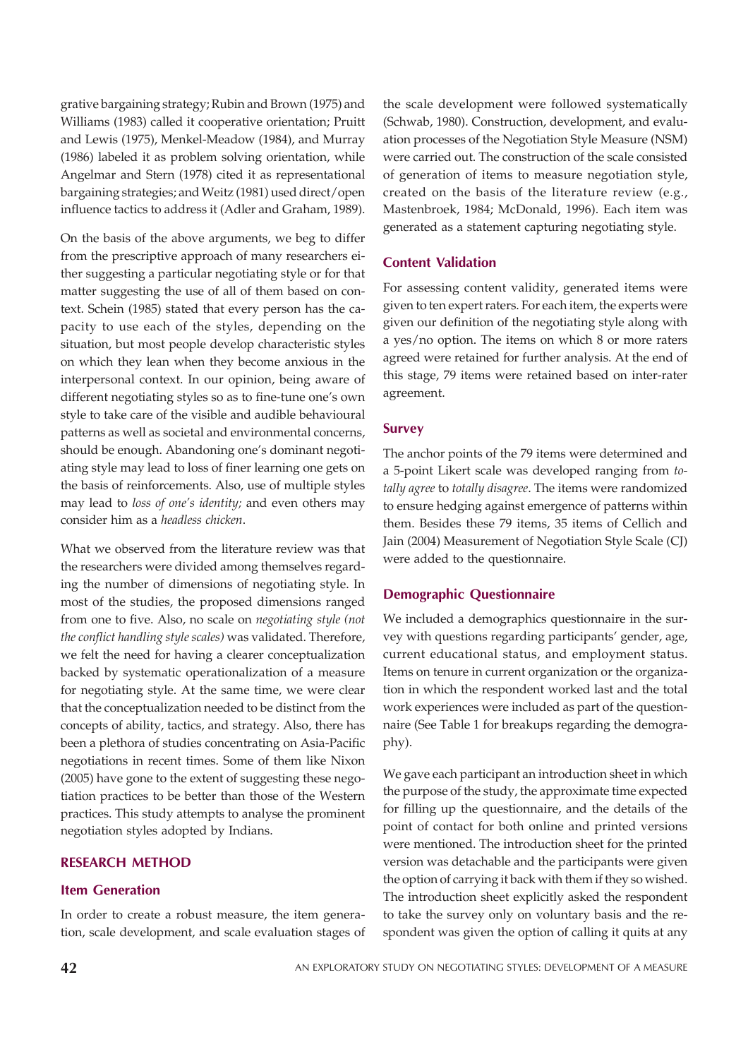grative bargaining strategy; Rubin and Brown (1975) and Williams (1983) called it cooperative orientation; Pruitt and Lewis (1975), Menkel-Meadow (1984), and Murray (1986) labeled it as problem solving orientation, while Angelmar and Stern (1978) cited it as representational bargaining strategies; and Weitz (1981) used direct/open influence tactics to address it (Adler and Graham, 1989).

On the basis of the above arguments, we beg to differ from the prescriptive approach of many researchers either suggesting a particular negotiating style or for that matter suggesting the use of all of them based on context. Schein (1985) stated that every person has the capacity to use each of the styles, depending on the situation, but most people develop characteristic styles on which they lean when they become anxious in the interpersonal context. In our opinion, being aware of different negotiating styles so as to fine-tune one's own style to take care of the visible and audible behavioural patterns as well as societal and environmental concerns, should be enough. Abandoning one's dominant negotiating style may lead to loss of finer learning one gets on the basis of reinforcements. Also, use of multiple styles may lead to *loss of one's identity;* and even others may consider him as a *headless chicken*.

What we observed from the literature review was that the researchers were divided among themselves regarding the number of dimensions of negotiating style. In most of the studies, the proposed dimensions ranged from one to five. Also, no scale on *negotiating style (not the conflict handling style scales)* was validated. Therefore, we felt the need for having a clearer conceptualization backed by systematic operationalization of a measure for negotiating style. At the same time, we were clear that the conceptualization needed to be distinct from the concepts of ability, tactics, and strategy. Also, there has been a plethora of studies concentrating on Asia-Pacific negotiations in recent times. Some of them like Nixon (2005) have gone to the extent of suggesting these negotiation practices to be better than those of the Western practices. This study attempts to analyse the prominent negotiation styles adopted by Indians.

## RESEARCH METHOD

### Item Generation

In order to create a robust measure, the item generation, scale development, and scale evaluation stages of the scale development were followed systematically (Schwab, 1980). Construction, development, and evaluation processes of the Negotiation Style Measure (NSM) were carried out. The construction of the scale consisted of generation of items to measure negotiation style, created on the basis of the literature review (e.g., Mastenbroek, 1984; McDonald, 1996). Each item was generated as a statement capturing negotiating style.

### Content Validation

For assessing content validity, generated items were given to ten expert raters. For each item, the experts were given our definition of the negotiating style along with a yes/no option. The items on which 8 or more raters agreed were retained for further analysis. At the end of this stage, 79 items were retained based on inter-rater agreement.

### Survey

The anchor points of the 79 items were determined and a 5-point Likert scale was developed ranging from *totally agree* to *totally disagree*. The items were randomized to ensure hedging against emergence of patterns within them. Besides these 79 items, 35 items of Cellich and Jain (2004) Measurement of Negotiation Style Scale (CJ) were added to the questionnaire.

### Demographic Questionnaire

We included a demographics questionnaire in the survey with questions regarding participants' gender, age, current educational status, and employment status. Items on tenure in current organization or the organization in which the respondent worked last and the total work experiences were included as part of the questionnaire (See Table 1 for breakups regarding the demography).

We gave each participant an introduction sheet in which the purpose of the study, the approximate time expected for filling up the questionnaire, and the details of the point of contact for both online and printed versions were mentioned. The introduction sheet for the printed version was detachable and the participants were given the option of carrying it back with them if they so wished. The introduction sheet explicitly asked the respondent to take the survey only on voluntary basis and the respondent was given the option of calling it quits at any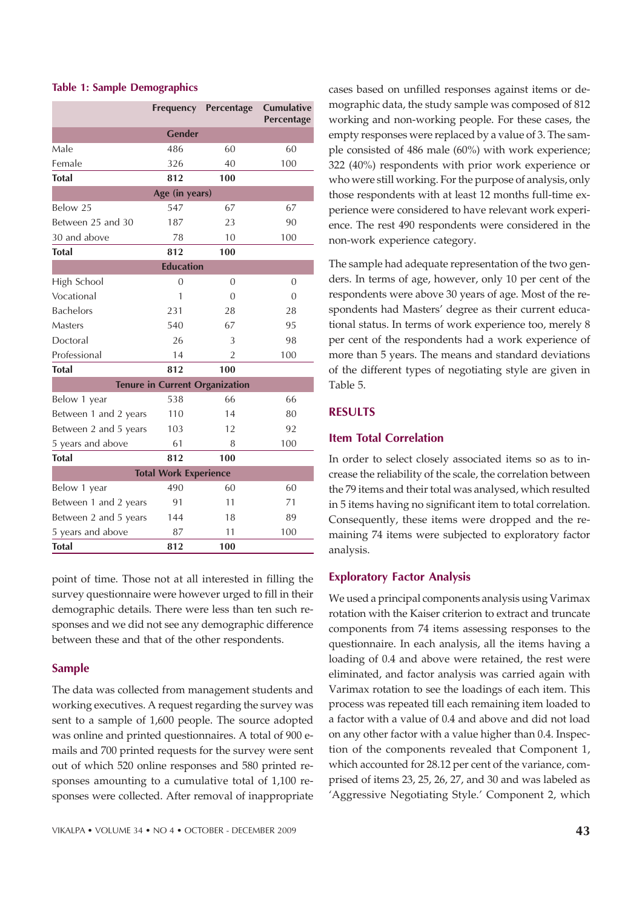**Table 1: Sample Demographics**

| | Frequency | Percentage | Cumulative Percentage |
|---|---|---|---|
| **Gender** | | | |
| Male | 486 | 60 | 60 |
| Female | 326 | 40 | 100 |
| **Total** | **812** | **100** | |
| **Age (in years)** | | | |
| Below 25 | 547 | 67 | 67 |
| Between 25 and 30 | 187 | 23 | 90 |
| 30 and above | 78 | 10 | 100 |
| **Total** | **812** | **100** | |
| **Education** | | | |
| High School | 0 | 0 | 0 |
| Vocational | 1 | 0 | 0 |
| Bachelors | 231 | 28 | 28 |
| Masters | 540 | 67 | 95 |
| Doctoral | 26 | 3 | 98 |
| Professional | 14 | 2 | 100 |
| **Total** | **812** | **100** | |
| **Tenure in Current Organization** | | | |
| Below 1 year | 538 | 66 | 66 |
| Between 1 and 2 years | 110 | 14 | 80 |
| Between 2 and 5 years | 103 | 12 | 92 |
| 5 years and above | 61 | 8 | 100 |
| **Total** | **812** | **100** | |
| **Total Work Experience** | | | |
| Below 1 year | 490 | 60 | 60 |
| Between 1 and 2 years | 91 | 11 | 71 |
| Between 2 and 5 years | 144 | 18 | 89 |
| 5 years and above | 87 | 11 | 100 |
| **Total** | **812** | **100** | |

point of time. Those not at all interested in filling the survey questionnaire were however urged to fill in their demographic details. There were less than ten such responses and we did not see any demographic difference between these and that of the other respondents.

### Sample

The data was collected from management students and working executives. A request regarding the survey was sent to a sample of 1,600 people. The source adopted was online and printed questionnaires. A total of 900 e-mails and 700 printed requests for the survey were sent out of which 520 online responses and 580 printed responses amounting to a cumulative total of 1,100 responses were collected. After removal of inappropriate cases based on unfilled responses against items or demographic data, the study sample was composed of 812 working and non-working people. For these cases, the empty responses were replaced by a value of 3. The sample consisted of 486 male (60%) with work experience; 322 (40%) respondents with prior work experience or who were still working. For the purpose of analysis, only those respondents with at least 12 months full-time experience were considered to have relevant work experience. The rest 490 respondents were considered in the non-work experience category.

The sample had adequate representation of the two genders. In terms of age, however, only 10 per cent of the respondents were above 30 years of age. Most of the respondents had Masters' degree as their current educational status. In terms of work experience too, merely 8 per cent of the respondents had a work experience of more than 5 years. The means and standard deviations of the different types of negotiating style are given in Table 5.

## RESULTS

### Item Total Correlation

In order to select closely associated items so as to increase the reliability of the scale, the correlation between the 79 items and their total was analysed, which resulted in 5 items having no significant item to total correlation. Consequently, these items were dropped and the remaining 74 items were subjected to exploratory factor analysis.

### Exploratory Factor Analysis

We used a principal components analysis using Varimax rotation with the Kaiser criterion to extract and truncate components from 74 items assessing responses to the questionnaire. In each analysis, all the items having a loading of 0.4 and above were retained, the rest were eliminated, and factor analysis was carried again with Varimax rotation to see the loadings of each item. This process was repeated till each remaining item loaded to a factor with a value of 0.4 and above and did not load on any other factor with a value higher than 0.4. Inspection of the components revealed that Component 1, which accounted for 28.12 per cent of the variance, comprised of items 23, 25, 26, 27, and 30 and was labeled as 'Aggressive Negotiating Style.' Component 2, which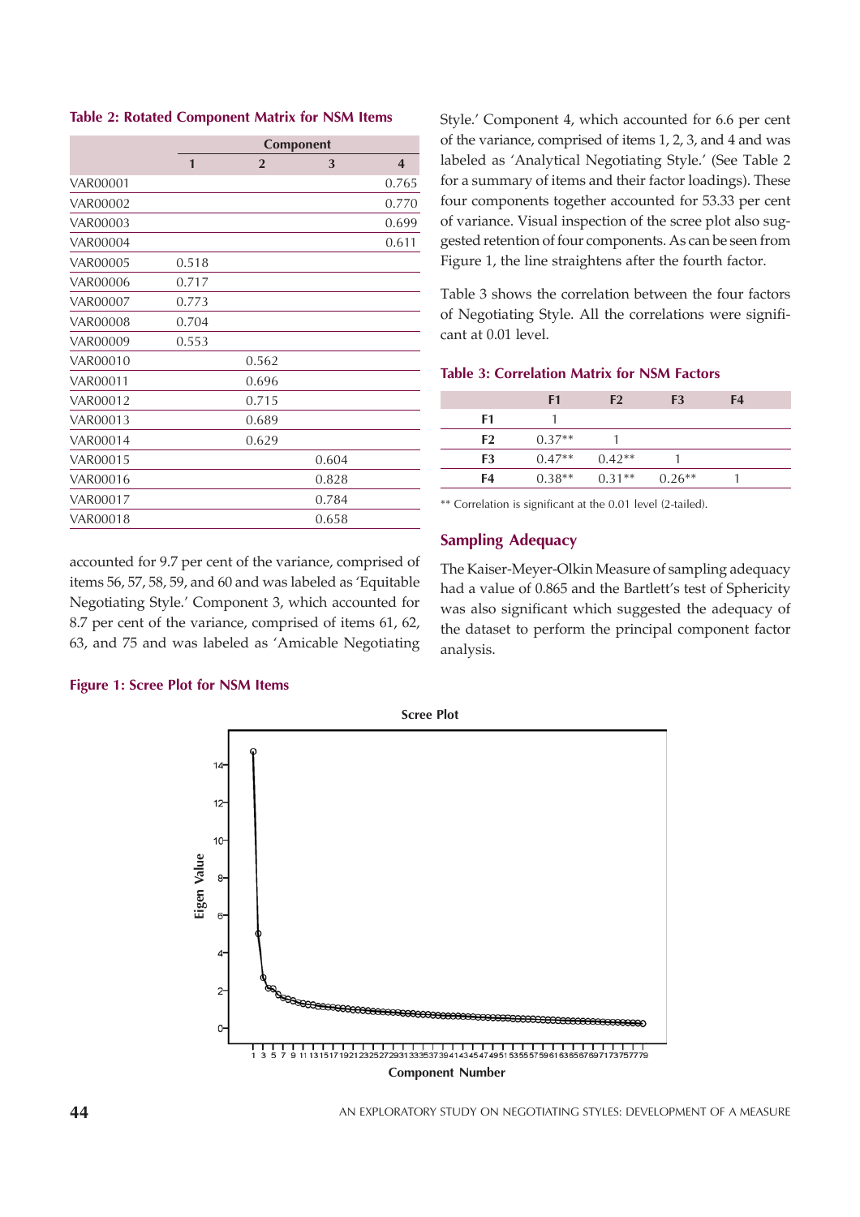**Table 2: Rotated Component Matrix for NSM Items**

| | Component | | | |
|---|---|---|---|---|
| | 1 | 2 | 3 | 4 |
| VAR00001 | | | | 0.765 |
| VAR00002 | | | | 0.770 |
| VAR00003 | | | | 0.699 |
| VAR00004 | | | | 0.611 |
| VAR00005 | 0.518 | | | |
| VAR00006 | 0.717 | | | |
| VAR00007 | 0.773 | | | |
| VAR00008 | 0.704 | | | |
| VAR00009 | 0.553 | | | |
| VAR00010 | | 0.562 | | |
| VAR00011 | | 0.696 | | |
| VAR00012 | | 0.715 | | |
| VAR00013 | | 0.689 | | |
| VAR00014 | | 0.629 | | |
| VAR00015 | | | 0.604 | |
| VAR00016 | | | 0.828 | |
| VAR00017 | | | 0.784 | |
| VAR00018 | | | 0.658 | |

accounted for 9.7 per cent of the variance, comprised of items 56, 57, 58, 59, and 60 and was labeled as 'Equitable Negotiating Style.' Component 3, which accounted for 8.7 per cent of the variance, comprised of items 61, 62, 63, and 75 and was labeled as 'Amicable Negotiating Style.' Component 4, which accounted for 6.6 per cent of the variance, comprised of items 1, 2, 3, and 4 and was labeled as 'Analytical Negotiating Style.' (See Table 2 for a summary of items and their factor loadings). These four components together accounted for 53.33 per cent of variance. Visual inspection of the scree plot also suggested retention of four components. As can be seen from Figure 1, the line straightens after the fourth factor.

Table 3 shows the correlation between the four factors of Negotiating Style. All the correlations were significant at 0.01 level.

**Table 3: Correlation Matrix for NSM Factors**

| | F1 | F2 | F3 | F4 |
|---|---|---|---|---|
| F1 | 1 | | | |
| F2 | 0.37** | 1 | | |
| F3 | 0.47** | 0.42** | 1 | |
| F4 | 0.38** | 0.31** | 0.26** | 1 |

** Correlation is significant at the 0.01 level (2-tailed).

## Sampling Adequacy

The Kaiser-Meyer-Olkin Measure of sampling adequacy had a value of 0.865 and the Bartlett's test of Sphericity was also significant which suggested the adequacy of the dataset to perform the principal component factor analysis.

**Figure 1: Scree Plot for NSM Items**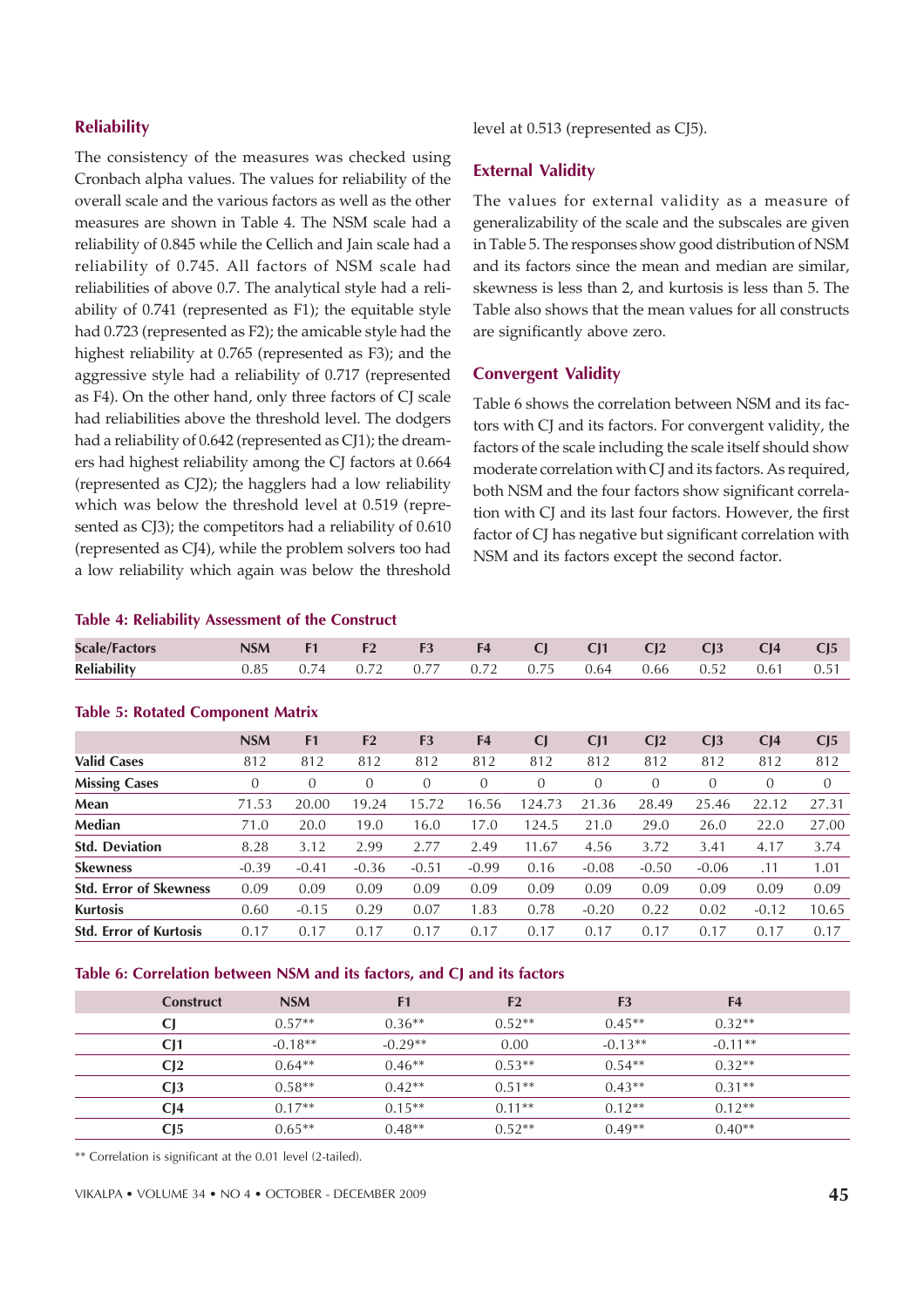## Reliability

The consistency of the measures was checked using Cronbach alpha values. The values for reliability of the overall scale and the various factors as well as the other measures are shown in Table 4. The NSM scale had a reliability of 0.845 while the Cellich and Jain scale had a reliability of 0.745. All factors of NSM scale had reliabilities of above 0.7. The analytical style had a reliability of 0.741 (represented as F1); the equitable style had 0.723 (represented as F2); the amicable style had the highest reliability at 0.765 (represented as F3); and the aggressive style had a reliability of 0.717 (represented as F4). On the other hand, only three factors of CJ scale had reliabilities above the threshold level. The dodgers had a reliability of 0.642 (represented as CJ1); the dreamers had highest reliability among the CJ factors at 0.664 (represented as CJ2); the hagglers had a low reliability which was below the threshold level at 0.519 (represented as CJ3); the competitors had a reliability of 0.610 (represented as CJ4), while the problem solvers too had a low reliability which again was below the threshold level at 0.513 (represented as CJ5).

## External Validity

The values for external validity as a measure of generalizability of the scale and the subscales are given in Table 5. The responses show good distribution of NSM and its factors since the mean and median are similar, skewness is less than 2, and kurtosis is less than 5. The Table also shows that the mean values for all constructs are significantly above zero.

## Convergent Validity

Table 6 shows the correlation between NSM and its factors with CJ and its factors. For convergent validity, the factors of the scale including the scale itself should show moderate correlation with CJ and its factors. As required, both NSM and the four factors show significant correlation with CJ and its last four factors. However, the first factor of CJ has negative but significant correlation with NSM and its factors except the second factor.

**Table 4: Reliability Assessment of the Construct**

| Scale/Factors | NSM | F1 | F2 | F3 | F4 | CJ | CJ1 | CJ2 | CJ3 | CJ4 | CJ5 |
|---|---|---|---|---|---|---|---|---|---|---|---|
| Reliability | 0.85 | 0.74 | 0.72 | 0.77 | 0.72 | 0.75 | 0.64 | 0.66 | 0.52 | 0.61 | 0.51 |

**Table 5: Rotated Component Matrix**

| | NSM | F1 | F2 | F3 | F4 | CJ | CJ1 | CJ2 | CJ3 | CJ4 | CJ5 |
|---|---|---|---|---|---|---|---|---|---|---|---|
| Valid Cases | 812 | 812 | 812 | 812 | 812 | 812 | 812 | 812 | 812 | 812 | 812 |
| Missing Cases | 0 | 0 | 0 | 0 | 0 | 0 | 0 | 0 | 0 | 0 | 0 |
| Mean | 71.53 | 20.00 | 19.24 | 15.72 | 16.56 | 124.73 | 21.36 | 28.49 | 25.46 | 22.12 | 27.31 |
| Median | 71.0 | 20.0 | 19.0 | 16.0 | 17.0 | 124.5 | 21.0 | 29.0 | 26.0 | 22.0 | 27.00 |
| Std. Deviation | 8.28 | 3.12 | 2.99 | 2.77 | 2.49 | 11.67 | 4.56 | 3.72 | 3.41 | 4.17 | 3.74 |
| Skewness | -0.39 | -0.41 | -0.36 | -0.51 | -0.99 | 0.16 | -0.08 | -0.50 | -0.06 | .11 | 1.01 |
| Std. Error of Skewness | 0.09 | 0.09 | 0.09 | 0.09 | 0.09 | 0.09 | 0.09 | 0.09 | 0.09 | 0.09 | 0.09 |
| Kurtosis | 0.60 | -0.15 | 0.29 | 0.07 | 1.83 | 0.78 | -0.20 | 0.22 | 0.02 | -0.12 | 10.65 |
| Std. Error of Kurtosis | 0.17 | 0.17 | 0.17 | 0.17 | 0.17 | 0.17 | 0.17 | 0.17 | 0.17 | 0.17 | 0.17 |

**Table 6: Correlation between NSM and its factors, and CJ and its factors**

| Construct | NSM | F1 | F2 | F3 | F4 |
|---|---|---|---|---|---|
| CJ | 0.57** | 0.36** | 0.52** | 0.45** | 0.32** |
| CJ1 | -0.18** | -0.29** | 0.00 | -0.13** | -0.11** |
| CJ2 | 0.64** | 0.46** | 0.53** | 0.54** | 0.32** |
| CJ3 | 0.58** | 0.42** | 0.51** | 0.43** | 0.31** |
| CJ4 | 0.17** | 0.15** | 0.11** | 0.12** | 0.12** |
| CJ5 | 0.65** | 0.48** | 0.52** | 0.49** | 0.40** |

** Correlation is significant at the 0.01 level (2-tailed).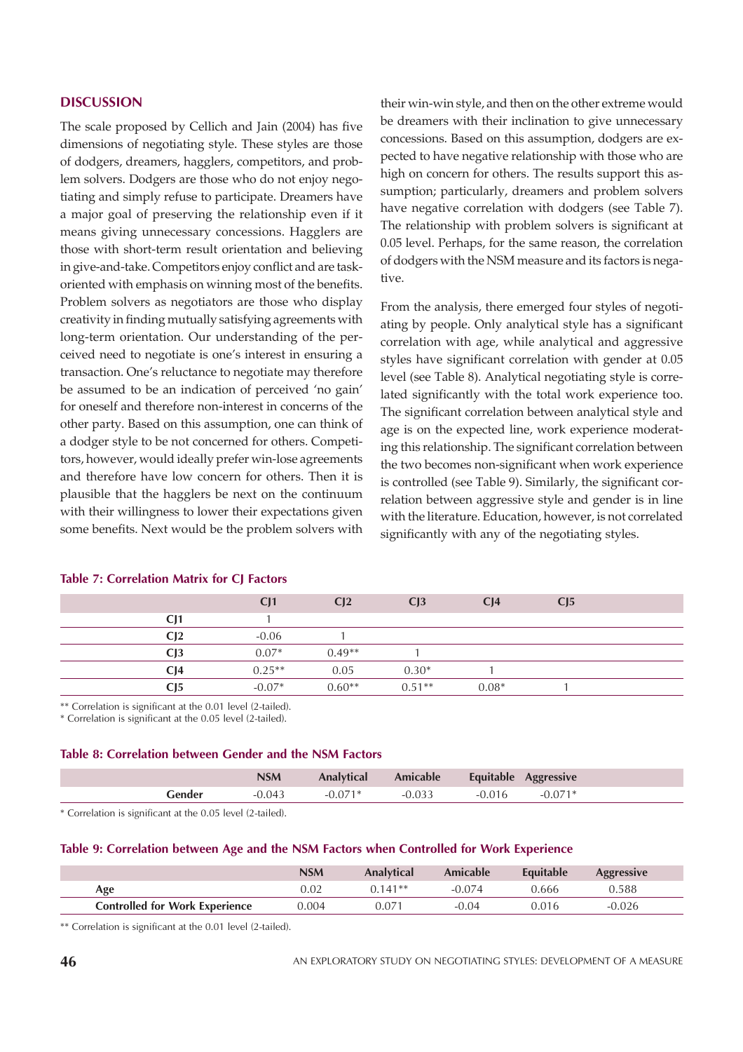## DISCUSSION

The scale proposed by Cellich and Jain (2004) has five dimensions of negotiating style. These styles are those of dodgers, dreamers, hagglers, competitors, and problem solvers. Dodgers are those who do not enjoy negotiating and simply refuse to participate. Dreamers have a major goal of preserving the relationship even if it means giving unnecessary concessions. Hagglers are those with short-term result orientation and believing in give-and-take. Competitors enjoy conflict and are task-oriented with emphasis on winning most of the benefits. Problem solvers as negotiators are those who display creativity in finding mutually satisfying agreements with long-term orientation. Our understanding of the perceived need to negotiate is one's interest in ensuring a transaction. One's reluctance to negotiate may therefore be assumed to be an indication of perceived 'no gain' for oneself and therefore non-interest in concerns of the other party. Based on this assumption, one can think of a dodger style to be not concerned for others. Competitors, however, would ideally prefer win-lose agreements and therefore have low concern for others. Then it is plausible that the hagglers be next on the continuum with their willingness to lower their expectations given some benefits. Next would be the problem solvers with their win-win style, and then on the other extreme would be dreamers with their inclination to give unnecessary concessions. Based on this assumption, dodgers are expected to have negative relationship with those who are high on concern for others. The results support this assumption; particularly, dreamers and problem solvers have negative correlation with dodgers (see Table 7). The relationship with problem solvers is significant at 0.05 level. Perhaps, for the same reason, the correlation of dodgers with the NSM measure and its factors is negative.

From the analysis, there emerged four styles of negotiating by people. Only analytical style has a significant correlation with age, while analytical and aggressive styles have significant correlation with gender at 0.05 level (see Table 8). Analytical negotiating style is correlated significantly with the total work experience too. The significant correlation between analytical style and age is on the expected line, work experience moderating this relationship. The significant correlation between the two becomes non-significant when work experience is controlled (see Table 9). Similarly, the significant correlation between aggressive style and gender is in line with the literature. Education, however, is not correlated significantly with any of the negotiating styles.

**Table 7: Correlation Matrix for CJ Factors**

| | CJ1 | CJ2 | CJ3 | CJ4 | CJ5 |
|---|---|---|---|---|---|
| CJ1 | 1 | | | | |
| CJ2 | -0.06 | 1 | | | |
| CJ3 | 0.07* | 0.49** | 1 | | |
| CJ4 | 0.25** | 0.05 | 0.30* | 1 | |
| CJ5 | -0.07* | 0.60** | 0.51** | 0.08* | 1 |

** Correlation is significant at the 0.01 level (2-tailed).
* Correlation is significant at the 0.05 level (2-tailed).

**Table 8: Correlation between Gender and the NSM Factors**

| | NSM | Analytical | Amicable | Equitable | Aggressive |
|---|---|---|---|---|---|
| Gender | -0.043 | -0.071* | -0.033 | -0.016 | -0.071* |

* Correlation is significant at the 0.05 level (2-tailed).

**Table 9: Correlation between Age and the NSM Factors when Controlled for Work Experience**

| | NSM | Analytical | Amicable | Equitable | Aggressive |
|---|---|---|---|---|---|
| **Age** | 0.02 | 0.141** | -0.074 | 0.666 | 0.588 |
| **Controlled for Work Experience** | 0.004 | 0.071 | -0.04 | 0.016 | -0.026 |

** Correlation is significant at the 0.01 level (2-tailed).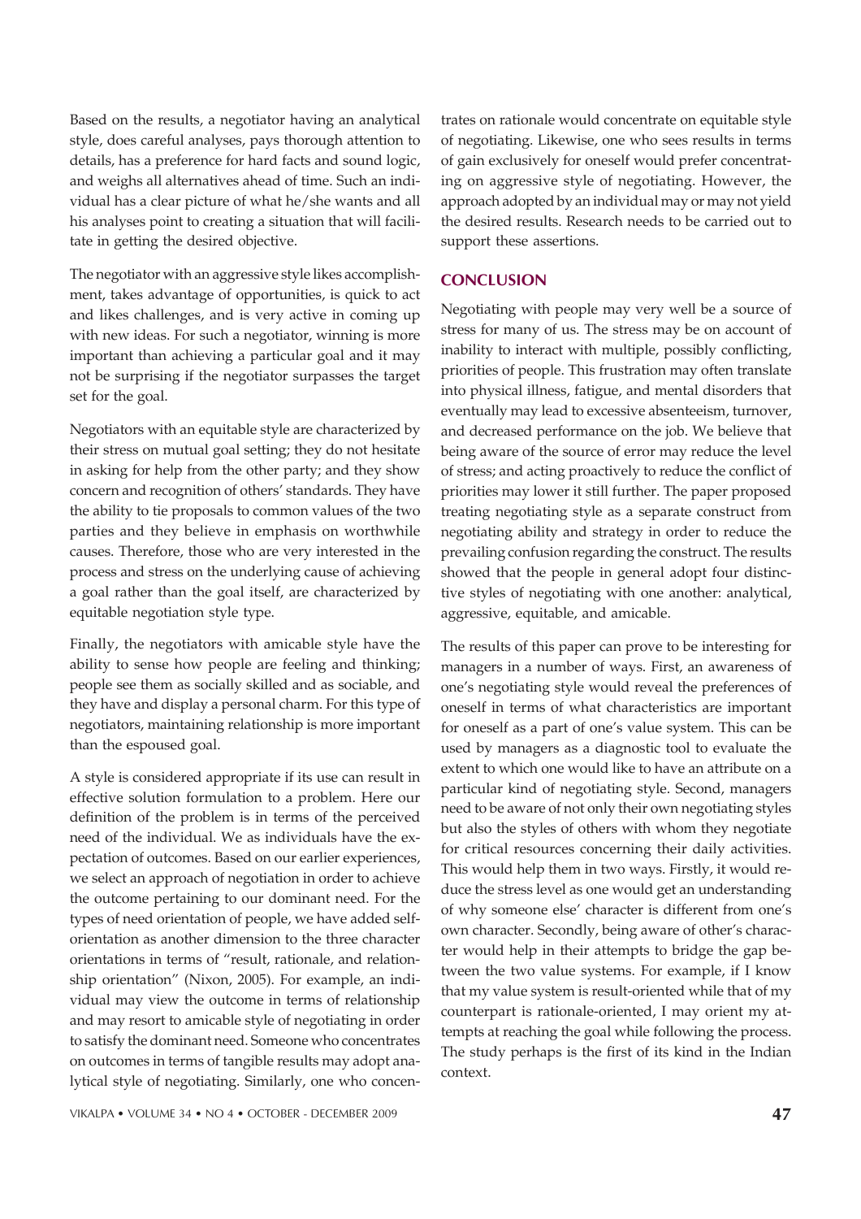Based on the results, a negotiator having an analytical style, does careful analyses, pays thorough attention to details, has a preference for hard facts and sound logic, and weighs all alternatives ahead of time. Such an individual has a clear picture of what he/she wants and all his analyses point to creating a situation that will facilitate in getting the desired objective.

The negotiator with an aggressive style likes accomplishment, takes advantage of opportunities, is quick to act and likes challenges, and is very active in coming up with new ideas. For such a negotiator, winning is more important than achieving a particular goal and it may not be surprising if the negotiator surpasses the target set for the goal.

Negotiators with an equitable style are characterized by their stress on mutual goal setting; they do not hesitate in asking for help from the other party; and they show concern and recognition of others' standards. They have the ability to tie proposals to common values of the two parties and they believe in emphasis on worthwhile causes. Therefore, those who are very interested in the process and stress on the underlying cause of achieving a goal rather than the goal itself, are characterized by equitable negotiation style type.

Finally, the negotiators with amicable style have the ability to sense how people are feeling and thinking; people see them as socially skilled and as sociable, and they have and display a personal charm. For this type of negotiators, maintaining relationship is more important than the espoused goal.

A style is considered appropriate if its use can result in effective solution formulation to a problem. Here our definition of the problem is in terms of the perceived need of the individual. We as individuals have the expectation of outcomes. Based on our earlier experiences, we select an approach of negotiation in order to achieve the outcome pertaining to our dominant need. For the types of need orientation of people, we have added self-orientation as another dimension to the three character orientations in terms of "result, rationale, and relationship orientation" (Nixon, 2005). For example, an individual may view the outcome in terms of relationship and may resort to amicable style of negotiating in order to satisfy the dominant need. Someone who concentrates on outcomes in terms of tangible results may adopt analytical style of negotiating. Similarly, one who concentrates on rationale would concentrate on equitable style of negotiating. Likewise, one who sees results in terms of gain exclusively for oneself would prefer concentrating on aggressive style of negotiating. However, the approach adopted by an individual may or may not yield the desired results. Research needs to be carried out to support these assertions.

## CONCLUSION

Negotiating with people may very well be a source of stress for many of us. The stress may be on account of inability to interact with multiple, possibly conflicting, priorities of people. This frustration may often translate into physical illness, fatigue, and mental disorders that eventually may lead to excessive absenteeism, turnover, and decreased performance on the job. We believe that being aware of the source of error may reduce the level of stress; and acting proactively to reduce the conflict of priorities may lower it still further. The paper proposed treating negotiating style as a separate construct from negotiating ability and strategy in order to reduce the prevailing confusion regarding the construct. The results showed that the people in general adopt four distinctive styles of negotiating with one another: analytical, aggressive, equitable, and amicable.

The results of this paper can prove to be interesting for managers in a number of ways. First, an awareness of one's negotiating style would reveal the preferences of oneself in terms of what characteristics are important for oneself as a part of one's value system. This can be used by managers as a diagnostic tool to evaluate the extent to which one would like to have an attribute on a particular kind of negotiating style. Second, managers need to be aware of not only their own negotiating styles but also the styles of others with whom they negotiate for critical resources concerning their daily activities. This would help them in two ways. Firstly, it would reduce the stress level as one would get an understanding of why someone else' character is different from one's own character. Secondly, being aware of other's character would help in their attempts to bridge the gap between the two value systems. For example, if I know that my value system is result-oriented while that of my counterpart is rationale-oriented, I may orient my attempts at reaching the goal while following the process. The study perhaps is the first of its kind in the Indian context.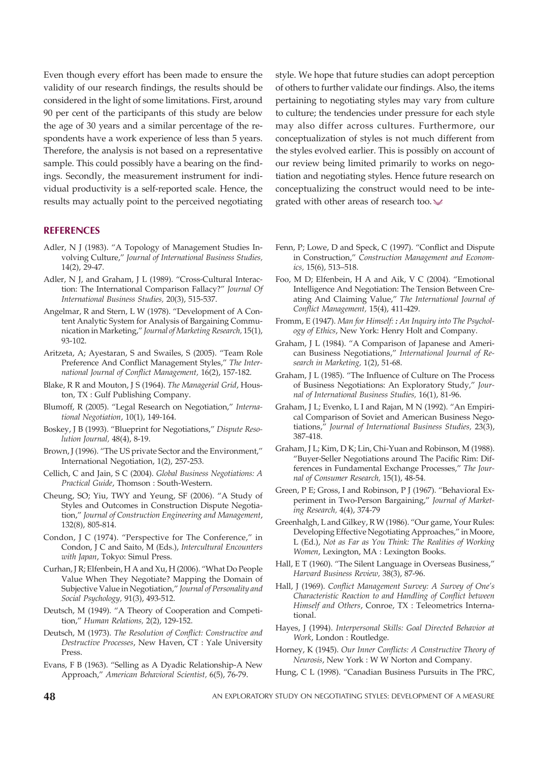Even though every effort has been made to ensure the validity of our research findings, the results should be considered in the light of some limitations. First, around 90 per cent of the participants of this study are below the age of 30 years and a similar percentage of the respondents have a work experience of less than 5 years. Therefore, the analysis is not based on a representative sample. This could possibly have a bearing on the findings. Secondly, the measurement instrument for individual productivity is a self-reported scale. Hence, the results may actually point to the perceived negotiating style. We hope that future studies can adopt perception of others to further validate our findings. Also, the items pertaining to negotiating styles may vary from culture to culture; the tendencies under pressure for each style may also differ across cultures. Furthermore, our conceptualization of styles is not much different from the styles evolved earlier. This is possibly on account of our review being limited primarily to works on negotiation and negotiating styles. Hence future research on conceptualizing the construct would need to be integrated with other areas of research too.

## REFERENCES

- Adler, N J (1983). "A Topology of Management Studies Involving Culture," *Journal of International Business Studies,* 14(2), 29-47.
- Adler, N J, and Graham, J L (1989). "Cross-Cultural Interaction: The International Comparison Fallacy?" *Journal Of International Business Studies,* 20(3), 515-537.
- Angelmar, R and Stern, L W (1978). "Development of A Content Analytic System for Analysis of Bargaining Communication in Marketing," *Journal of Marketing Research,* 15(1), 93-102.
- Aritzeta, A; Ayestaran, S and Swailes, S (2005). "Team Role Preference And Conflict Management Styles," *The International Journal of Conflict Management,* 16(2), 157-182.
- Blake, R R and Mouton, J S (1964). *The Managerial Grid*, Houston, TX : Gulf Publishing Company.
- Blumoff, R (2005). "Legal Research on Negotiation," *International Negotiation*, 10(1), 149-164.
- Boskey, J B (1993). "Blueprint for Negotiations," *Dispute Resolution Journal,* 48(4), 8-19.
- Brown, J (1996). "The US private Sector and the Environment," International Negotiation, 1(2), 257-253.
- Cellich, C and Jain, S C (2004). *Global Business Negotiations: A Practical Guide*, Thomson : South-Western.
- Cheung, SO; Yiu, TWY and Yeung, SF (2006). "A Study of Styles and Outcomes in Construction Dispute Negotiation," *Journal of Construction Engineering and Management*, 132(8), 805-814.
- Condon, J C (1974). "Perspective for The Conference," in Condon, J C and Saito, M (Eds.), *Intercultural Encounters with Japan*, Tokyo: Simul Press.
- Curhan, J R; Elfenbein, H A and Xu, H (2006). "What Do People Value When They Negotiate? Mapping the Domain of Subjective Value in Negotiation," *Journal of Personality and Social Psychology,* 91(3), 493-512.
- Deutsch, M (1949). "A Theory of Cooperation and Competition," *Human Relations,* 2(2), 129-152.
- Deutsch, M (1973). *The Resolution of Conflict: Constructive and Destructive Processes*, New Haven, CT : Yale University Press.
- Evans, F B (1963). "Selling as A Dyadic Relationship-A New Approach," *American Behavioral Scientist,* 6(5), 76-79.
- Fenn, P; Lowe, D and Speck, C (1997). "Conflict and Dispute in Construction," *Construction Management and Economics,* 15(6), 513–518.
- Foo, M D; Elfenbein, H A and Aik, V C (2004). "Emotional Intelligence And Negotiation: The Tension Between Creating And Claiming Value," *The International Journal of Conflict Management,* 15(4), 411-429.
- Fromm, E (1947). *Man for Himself: : An Inquiry into The Psychology of Ethics*, New York: Henry Holt and Company.
- Graham, J L (1984). "A Comparison of Japanese and American Business Negotiations," *International Journal of Research in Marketing,* 1(2), 51-68.
- Graham, J L (1985). "The Influence of Culture on The Process of Business Negotiations: An Exploratory Study," *Journal of International Business Studies,* 16(1), 81-96.
- Graham, J L; Evenko, L I and Rajan, M N (1992). "An Empirical Comparison of Soviet and American Business Negotiations," *Journal of International Business Studies,* 23(3), 387-418.
- Graham, J L; Kim, D K; Lin, Chi-Yuan and Robinson, M (1988). "Buyer-Seller Negotiations around The Pacific Rim: Differences in Fundamental Exchange Processes," *The Journal of Consumer Research,* 15(1), 48-54.
- Green, P E; Gross, I and Robinson, P J (1967). "Behavioral Experiment in Two-Person Bargaining," *Journal of Marketing Research,* 4(4), 374-79
- Greenhalgh, L and Gilkey, R W (1986). "Our game, Your Rules: Developing Effective Negotiating Approaches," in Moore, L (Ed.), *Not as Far as You Think: The Realities of Working Women*, Lexington, MA : Lexington Books.
- Hall, E T (1960). "The Silent Language in Overseas Business," *Harvard Business Review,* 38(3), 87-96.
- Hall, J (1969). *Conflict Management Survey: A Survey of One's Characteristic Reaction to and Handling of Conflict between Himself and Others*, Conroe, TX : Teleometrics International.
- Hayes, J (1994). *Interpersonal Skills: Goal Directed Behavior at Work*, London : Routledge.
- Horney, K (1945). *Our Inner Conflicts: A Constructive Theory of Neurosis*, New York : W W Norton and Company.
- Hung, C L (1998). "Canadian Business Pursuits in The PRC,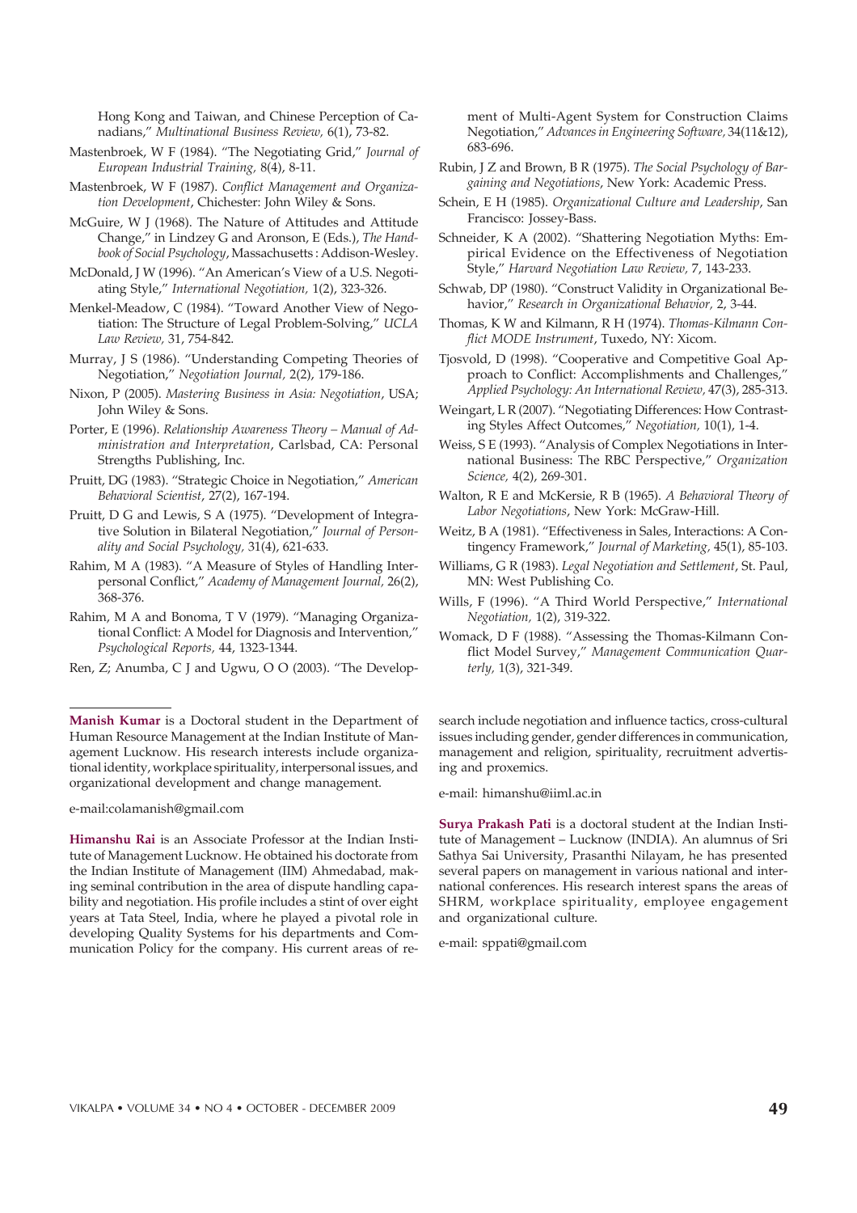Hong Kong and Taiwan, and Chinese Perception of Canadians," *Multinational Business Review,* 6(1), 73-82.

Mastenbroek, W F (1984). "The Negotiating Grid," *Journal of European Industrial Training,* 8(4), 8-11.

Mastenbroek, W F (1987). *Conflict Management and Organization Development*, Chichester: John Wiley & Sons.

McGuire, W J (1968). The Nature of Attitudes and Attitude Change," in Lindzey G and Aronson, E (Eds.), *The Handbook of Social Psychology*, Massachusetts : Addison-Wesley.

McDonald, J W (1996). "An American's View of a U.S. Negotiating Style," *International Negotiation,* 1(2), 323-326.

Menkel-Meadow, C (1984). "Toward Another View of Negotiation: The Structure of Legal Problem-Solving," *UCLA Law Review,* 31, 754-842.

Murray, J S (1986). "Understanding Competing Theories of Negotiation," *Negotiation Journal,* 2(2), 179-186.

Nixon, P (2005). *Mastering Business in Asia: Negotiation*, USA; John Wiley & Sons.

Porter, E (1996). *Relationship Awareness Theory – Manual of Administration and Interpretation*, Carlsbad, CA: Personal Strengths Publishing, Inc.

Pruitt, DG (1983). "Strategic Choice in Negotiation," *American Behavioral Scientist*, 27(2), 167-194.

Pruitt, D G and Lewis, S A (1975). "Development of Integrative Solution in Bilateral Negotiation," *Journal of Personality and Social Psychology,* 31(4), 621-633.

Rahim, M A (1983). "A Measure of Styles of Handling Interpersonal Conflict," *Academy of Management Journal,* 26(2), 368-376.

Rahim, M A and Bonoma, T V (1979). "Managing Organizational Conflict: A Model for Diagnosis and Intervention," *Psychological Reports,* 44, 1323-1344.

Ren, Z; Anumba, C J and Ugwu, O O (2003). "The Development of Multi-Agent System for Construction Claims Negotiation," *Advances in Engineering Software,* 34(11&12), 683-696.

Rubin, J Z and Brown, B R (1975). *The Social Psychology of Bargaining and Negotiations*, New York: Academic Press.

Schein, E H (1985). *Organizational Culture and Leadership*, San Francisco: Jossey-Bass.

Schneider, K A (2002). "Shattering Negotiation Myths: Empirical Evidence on the Effectiveness of Negotiation Style," *Harvard Negotiation Law Review,* 7, 143-233.

Schwab, DP (1980). "Construct Validity in Organizational Behavior," *Research in Organizational Behavior,* 2, 3-44.

Thomas, K W and Kilmann, R H (1974). *Thomas-Kilmann Conflict MODE Instrument*, Tuxedo, NY: Xicom.

Tjosvold, D (1998). "Cooperative and Competitive Goal Approach to Conflict: Accomplishments and Challenges," *Applied Psychology: An International Review*, 47(3), 285-313.

Weingart, L R (2007). "Negotiating Differences: How Contrasting Styles Affect Outcomes," *Negotiation,* 10(1), 1-4.

Weiss, S E (1993). "Analysis of Complex Negotiations in International Business: The RBC Perspective," *Organization Science,* 4(2), 269-301.

Walton, R E and McKersie, R B (1965). *A Behavioral Theory of Labor Negotiations*, New York: McGraw-Hill.

Weitz, B A (1981). "Effectiveness in Sales, Interactions: A Contingency Framework," *Journal of Marketing,* 45(1), 85-103.

Williams, G R (1983). *Legal Negotiation and Settlement*, St. Paul, MN: West Publishing Co.

Wills, F (1996). "A Third World Perspective," *International Negotiation,* 1(2), 319-322.

Womack, D F (1988). "Assessing the Thomas-Kilmann Conflict Model Survey," *Management Communication Quarterly,* 1(3), 321-349.

---

**Manish Kumar** is a Doctoral student in the Department of Human Resource Management at the Indian Institute of Management Lucknow. His research interests include organizational identity, workplace spirituality, interpersonal issues, and organizational development and change management.

e-mail:colamanish@gmail.com

**Himanshu Rai** is an Associate Professor at the Indian Institute of Management Lucknow. He obtained his doctorate from the Indian Institute of Management (IIM) Ahmedabad, making seminal contribution in the area of dispute handling capability and negotiation. His profile includes a stint of over eight years at Tata Steel, India, where he played a pivotal role in developing Quality Systems for his departments and Communication Policy for the company. His current areas of research include negotiation and influence tactics, cross-cultural issues including gender, gender differences in communication, management and religion, spirituality, recruitment advertising and proxemics.

e-mail: himanshu@iiml.ac.in

**Surya Prakash Pati** is a doctoral student at the Indian Institute of Management – Lucknow (INDIA). An alumnus of Sri Sathya Sai University, Prasanthi Nilayam, he has presented several papers on management in various national and international conferences. His research interest spans the areas of SHRM, workplace spirituality, employee engagement and organizational culture.

e-mail: sppati@gmail.com